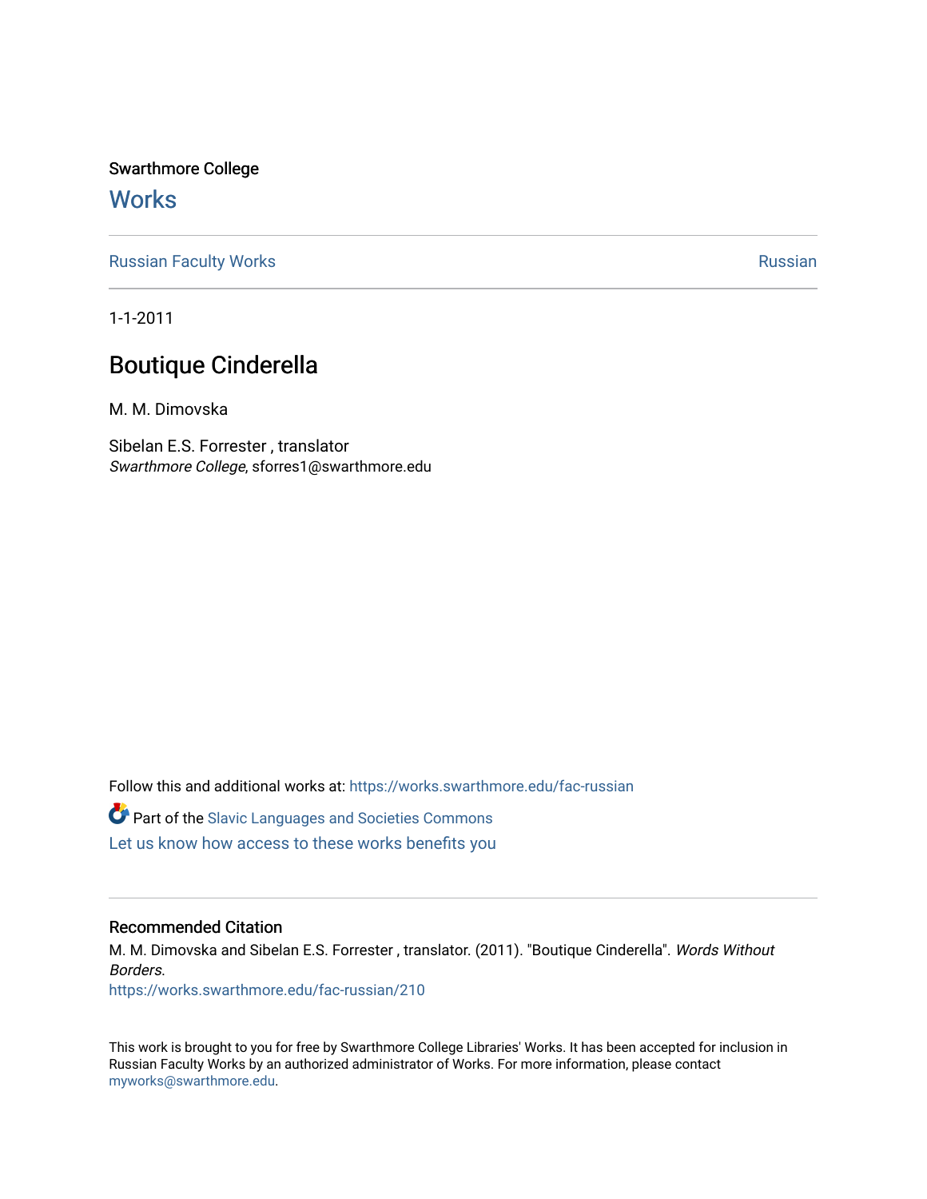Swarthmore College

# Works

Russian Faculty Works | Russian

1-1-2011

## Boutique Cinderella

M. M. Dimovska

Sibelan E.S. Forrester , translator
*Swarthmore College*, sforres1@swarthmore.edu

Follow this and additional works at: https://works.swarthmore.edu/fac-russian

Part of the Slavic Languages and Societies Commons

Let us know how access to these works benefits you

### Recommended Citation

M. M. Dimovska and Sibelan E.S. Forrester , translator. (2011). "Boutique Cinderella". *Words Without Borders*.
https://works.swarthmore.edu/fac-russian/210

This work is brought to you for free by Swarthmore College Libraries' Works. It has been accepted for inclusion in Russian Faculty Works by an authorized administrator of Works. For more information, please contact myworks@swarthmore.edu.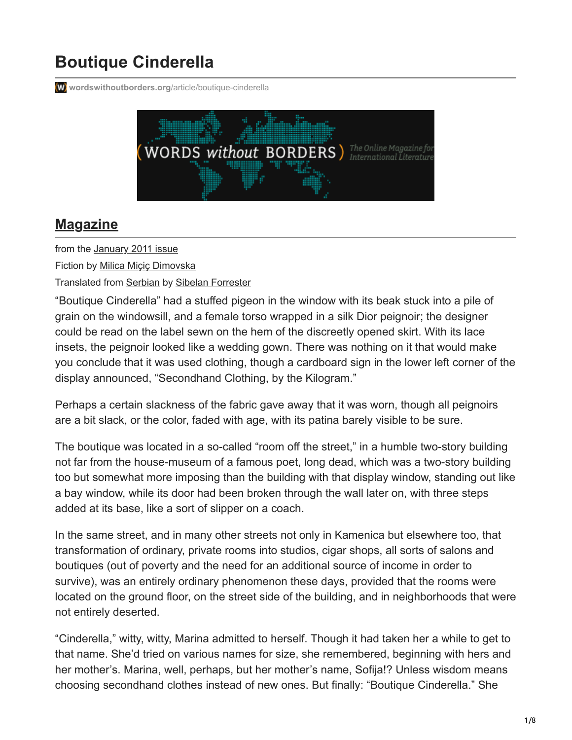# Boutique Cinderella

wordswithoutborders.org/article/boutique-cinderella

## Magazine

from the January 2011 issue

Fiction by Milica Miçiç Dimovska

Translated from Serbian by Sibelan Forrester

"Boutique Cinderella" had a stuffed pigeon in the window with its beak stuck into a pile of grain on the windowsill, and a female torso wrapped in a silk Dior peignoir; the designer could be read on the label sewn on the hem of the discreetly opened skirt. With its lace insets, the peignoir looked like a wedding gown. There was nothing on it that would make you conclude that it was used clothing, though a cardboard sign in the lower left corner of the display announced, "Secondhand Clothing, by the Kilogram."

Perhaps a certain slackness of the fabric gave away that it was worn, though all peignoirs are a bit slack, or the color, faded with age, with its patina barely visible to be sure.

The boutique was located in a so-called "room off the street," in a humble two-story building not far from the house-museum of a famous poet, long dead, which was a two-story building too but somewhat more imposing than the building with that display window, standing out like a bay window, while its door had been broken through the wall later on, with three steps added at its base, like a sort of slipper on a coach.

In the same street, and in many other streets not only in Kamenica but elsewhere too, that transformation of ordinary, private rooms into studios, cigar shops, all sorts of salons and boutiques (out of poverty and the need for an additional source of income in order to survive), was an entirely ordinary phenomenon these days, provided that the rooms were located on the ground floor, on the street side of the building, and in neighborhoods that were not entirely deserted.

"Cinderella," witty, witty, Marina admitted to herself. Though it had taken her a while to get to that name. She'd tried on various names for size, she remembered, beginning with hers and her mother's. Marina, well, perhaps, but her mother's name, Sofija!? Unless wisdom means choosing secondhand clothes instead of new ones. But finally: "Boutique Cinderella." She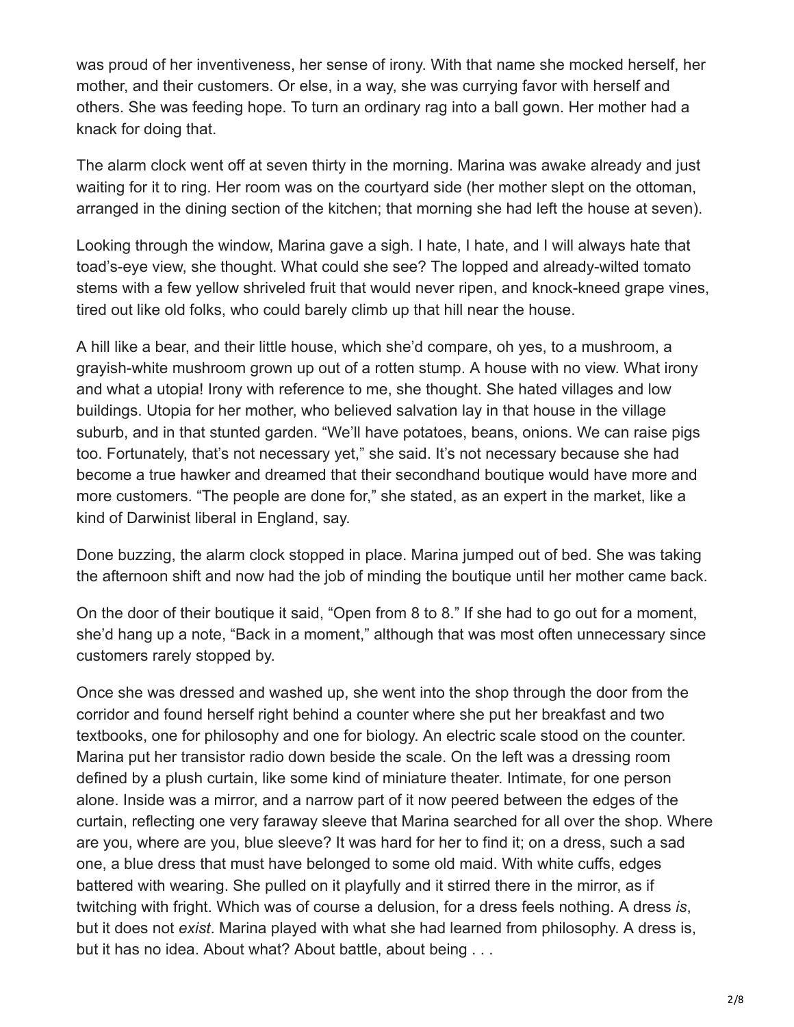was proud of her inventiveness, her sense of irony. With that name she mocked herself, her mother, and their customers. Or else, in a way, she was currying favor with herself and others. She was feeding hope. To turn an ordinary rag into a ball gown. Her mother had a knack for doing that.

The alarm clock went off at seven thirty in the morning. Marina was awake already and just waiting for it to ring. Her room was on the courtyard side (her mother slept on the ottoman, arranged in the dining section of the kitchen; that morning she had left the house at seven).

Looking through the window, Marina gave a sigh. I hate, I hate, and I will always hate that toad's-eye view, she thought. What could she see? The lopped and already-wilted tomato stems with a few yellow shriveled fruit that would never ripen, and knock-kneed grape vines, tired out like old folks, who could barely climb up that hill near the house.

A hill like a bear, and their little house, which she'd compare, oh yes, to a mushroom, a grayish-white mushroom grown up out of a rotten stump. A house with no view. What irony and what a utopia! Irony with reference to me, she thought. She hated villages and low buildings. Utopia for her mother, who believed salvation lay in that house in the village suburb, and in that stunted garden. "We'll have potatoes, beans, onions. We can raise pigs too. Fortunately, that's not necessary yet," she said. It's not necessary because she had become a true hawker and dreamed that their secondhand boutique would have more and more customers. "The people are done for," she stated, as an expert in the market, like a kind of Darwinist liberal in England, say.

Done buzzing, the alarm clock stopped in place. Marina jumped out of bed. She was taking the afternoon shift and now had the job of minding the boutique until her mother came back.

On the door of their boutique it said, "Open from 8 to 8." If she had to go out for a moment, she'd hang up a note, "Back in a moment," although that was most often unnecessary since customers rarely stopped by.

Once she was dressed and washed up, she went into the shop through the door from the corridor and found herself right behind a counter where she put her breakfast and two textbooks, one for philosophy and one for biology. An electric scale stood on the counter. Marina put her transistor radio down beside the scale. On the left was a dressing room defined by a plush curtain, like some kind of miniature theater. Intimate, for one person alone. Inside was a mirror, and a narrow part of it now peered between the edges of the curtain, reflecting one very faraway sleeve that Marina searched for all over the shop. Where are you, where are you, blue sleeve? It was hard for her to find it; on a dress, such a sad one, a blue dress that must have belonged to some old maid. With white cuffs, edges battered with wearing. She pulled on it playfully and it stirred there in the mirror, as if twitching with fright. Which was of course a delusion, for a dress feels nothing. A dress *is*, but it does not *exist*. Marina played with what she had learned from philosophy. A dress is, but it has no idea. About what? About battle, about being . . .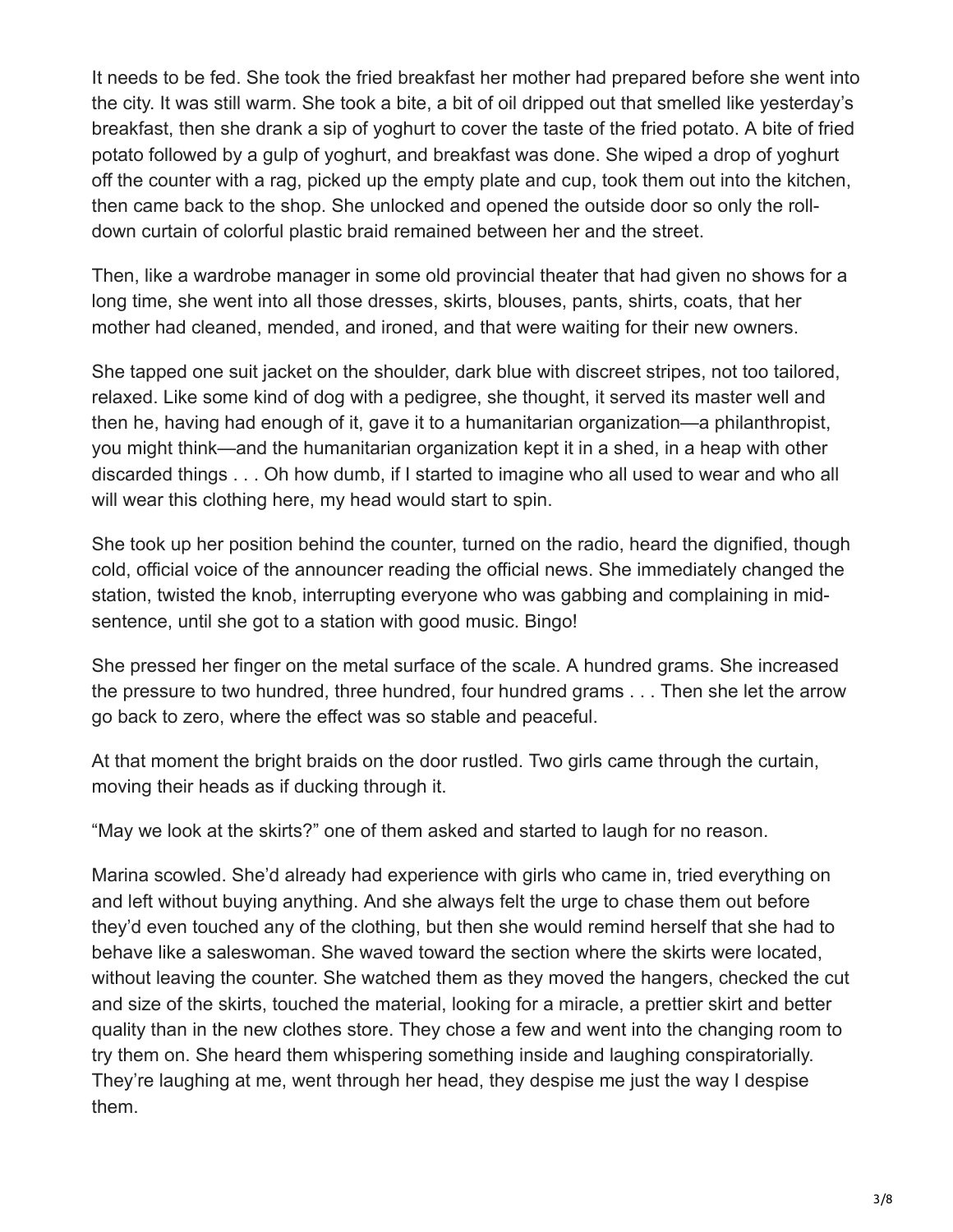It needs to be fed. She took the fried breakfast her mother had prepared before she went into the city. It was still warm. She took a bite, a bit of oil dripped out that smelled like yesterday's breakfast, then she drank a sip of yoghurt to cover the taste of the fried potato. A bite of fried potato followed by a gulp of yoghurt, and breakfast was done. She wiped a drop of yoghurt off the counter with a rag, picked up the empty plate and cup, took them out into the kitchen, then came back to the shop. She unlocked and opened the outside door so only the roll-down curtain of colorful plastic braid remained between her and the street.

Then, like a wardrobe manager in some old provincial theater that had given no shows for a long time, she went into all those dresses, skirts, blouses, pants, shirts, coats, that her mother had cleaned, mended, and ironed, and that were waiting for their new owners.

She tapped one suit jacket on the shoulder, dark blue with discreet stripes, not too tailored, relaxed. Like some kind of dog with a pedigree, she thought, it served its master well and then he, having had enough of it, gave it to a humanitarian organization—a philanthropist, you might think—and the humanitarian organization kept it in a shed, in a heap with other discarded things . . . Oh how dumb, if I started to imagine who all used to wear and who all will wear this clothing here, my head would start to spin.

She took up her position behind the counter, turned on the radio, heard the dignified, though cold, official voice of the announcer reading the official news. She immediately changed the station, twisted the knob, interrupting everyone who was gabbing and complaining in mid-sentence, until she got to a station with good music. Bingo!

She pressed her finger on the metal surface of the scale. A hundred grams. She increased the pressure to two hundred, three hundred, four hundred grams . . . Then she let the arrow go back to zero, where the effect was so stable and peaceful.

At that moment the bright braids on the door rustled. Two girls came through the curtain, moving their heads as if ducking through it.

"May we look at the skirts?" one of them asked and started to laugh for no reason.

Marina scowled. She'd already had experience with girls who came in, tried everything on and left without buying anything. And she always felt the urge to chase them out before they'd even touched any of the clothing, but then she would remind herself that she had to behave like a saleswoman. She waved toward the section where the skirts were located, without leaving the counter. She watched them as they moved the hangers, checked the cut and size of the skirts, touched the material, looking for a miracle, a prettier skirt and better quality than in the new clothes store. They chose a few and went into the changing room to try them on. She heard them whispering something inside and laughing conspiratorially. They're laughing at me, went through her head, they despise me just the way I despise them.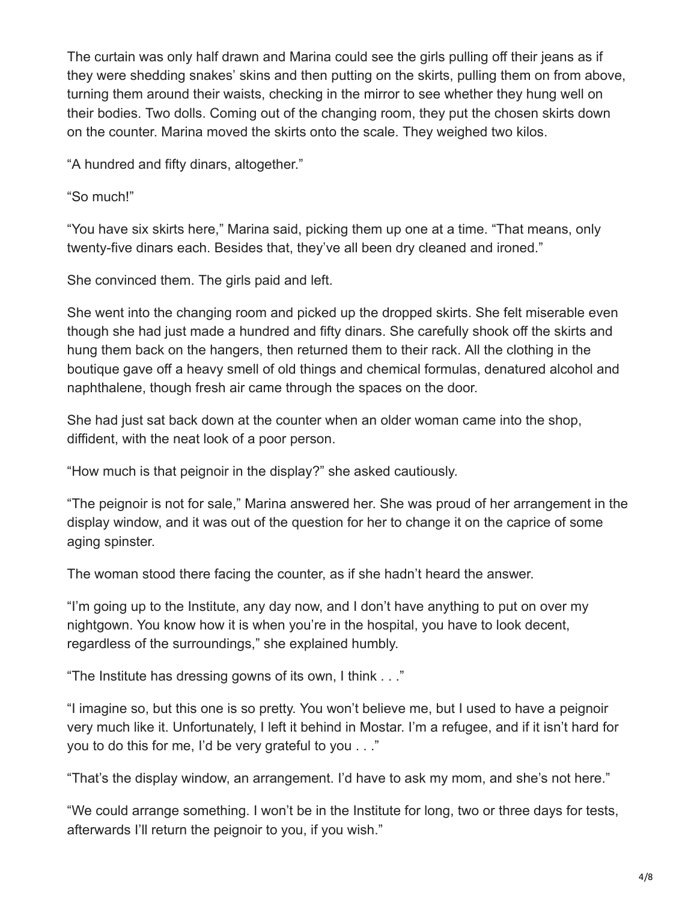The curtain was only half drawn and Marina could see the girls pulling off their jeans as if they were shedding snakes' skins and then putting on the skirts, pulling them on from above, turning them around their waists, checking in the mirror to see whether they hung well on their bodies. Two dolls. Coming out of the changing room, they put the chosen skirts down on the counter. Marina moved the skirts onto the scale. They weighed two kilos.

"A hundred and fifty dinars, altogether."

"So much!"

"You have six skirts here," Marina said, picking them up one at a time. "That means, only twenty-five dinars each. Besides that, they've all been dry cleaned and ironed."

She convinced them. The girls paid and left.

She went into the changing room and picked up the dropped skirts. She felt miserable even though she had just made a hundred and fifty dinars. She carefully shook off the skirts and hung them back on the hangers, then returned them to their rack. All the clothing in the boutique gave off a heavy smell of old things and chemical formulas, denatured alcohol and naphthalene, though fresh air came through the spaces on the door.

She had just sat back down at the counter when an older woman came into the shop, diffident, with the neat look of a poor person.

"How much is that peignoir in the display?" she asked cautiously.

"The peignoir is not for sale," Marina answered her. She was proud of her arrangement in the display window, and it was out of the question for her to change it on the caprice of some aging spinster.

The woman stood there facing the counter, as if she hadn't heard the answer.

"I'm going up to the Institute, any day now, and I don't have anything to put on over my nightgown. You know how it is when you're in the hospital, you have to look decent, regardless of the surroundings," she explained humbly.

"The Institute has dressing gowns of its own, I think . . ."

"I imagine so, but this one is so pretty. You won't believe me, but I used to have a peignoir very much like it. Unfortunately, I left it behind in Mostar. I'm a refugee, and if it isn't hard for you to do this for me, I'd be very grateful to you . . ."

"That's the display window, an arrangement. I'd have to ask my mom, and she's not here."

"We could arrange something. I won't be in the Institute for long, two or three days for tests, afterwards I'll return the peignoir to you, if you wish."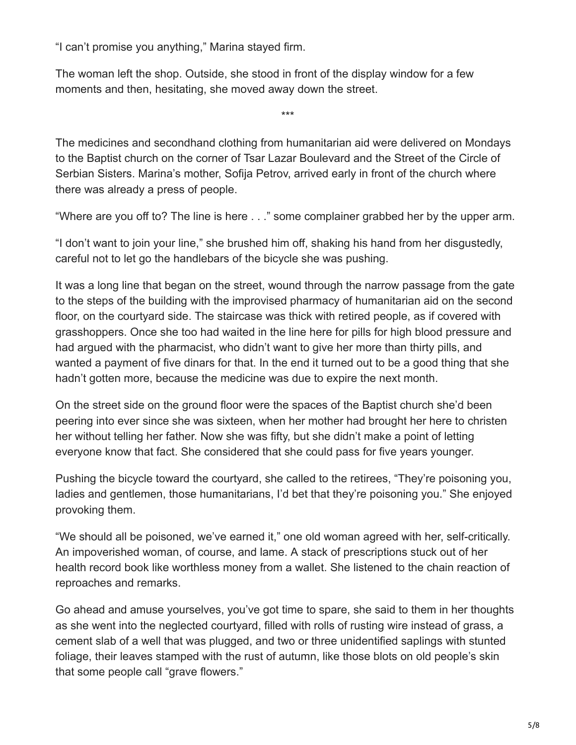“I can’t promise you anything,” Marina stayed firm.

The woman left the shop. Outside, she stood in front of the display window for a few moments and then, hesitating, she moved away down the street.

***

The medicines and secondhand clothing from humanitarian aid were delivered on Mondays to the Baptist church on the corner of Tsar Lazar Boulevard and the Street of the Circle of Serbian Sisters. Marina’s mother, Sofija Petrov, arrived early in front of the church where there was already a press of people.

“Where are you off to? The line is here . . .” some complainer grabbed her by the upper arm.

“I don’t want to join your line,” she brushed him off, shaking his hand from her disgustedly, careful not to let go the handlebars of the bicycle she was pushing.

It was a long line that began on the street, wound through the narrow passage from the gate to the steps of the building with the improvised pharmacy of humanitarian aid on the second floor, on the courtyard side. The staircase was thick with retired people, as if covered with grasshoppers. Once she too had waited in the line here for pills for high blood pressure and had argued with the pharmacist, who didn’t want to give her more than thirty pills, and wanted a payment of five dinars for that. In the end it turned out to be a good thing that she hadn’t gotten more, because the medicine was due to expire the next month.

On the street side on the ground floor were the spaces of the Baptist church she’d been peering into ever since she was sixteen, when her mother had brought her here to christen her without telling her father. Now she was fifty, but she didn’t make a point of letting everyone know that fact. She considered that she could pass for five years younger.

Pushing the bicycle toward the courtyard, she called to the retirees, “They’re poisoning you, ladies and gentlemen, those humanitarians, I’d bet that they’re poisoning you.” She enjoyed provoking them.

“We should all be poisoned, we’ve earned it,” one old woman agreed with her, self-critically. An impoverished woman, of course, and lame. A stack of prescriptions stuck out of her health record book like worthless money from a wallet. She listened to the chain reaction of reproaches and remarks.

Go ahead and amuse yourselves, you’ve got time to spare, she said to them in her thoughts as she went into the neglected courtyard, filled with rolls of rusting wire instead of grass, a cement slab of a well that was plugged, and two or three unidentified saplings with stunted foliage, their leaves stamped with the rust of autumn, like those blots on old people’s skin that some people call “grave flowers.”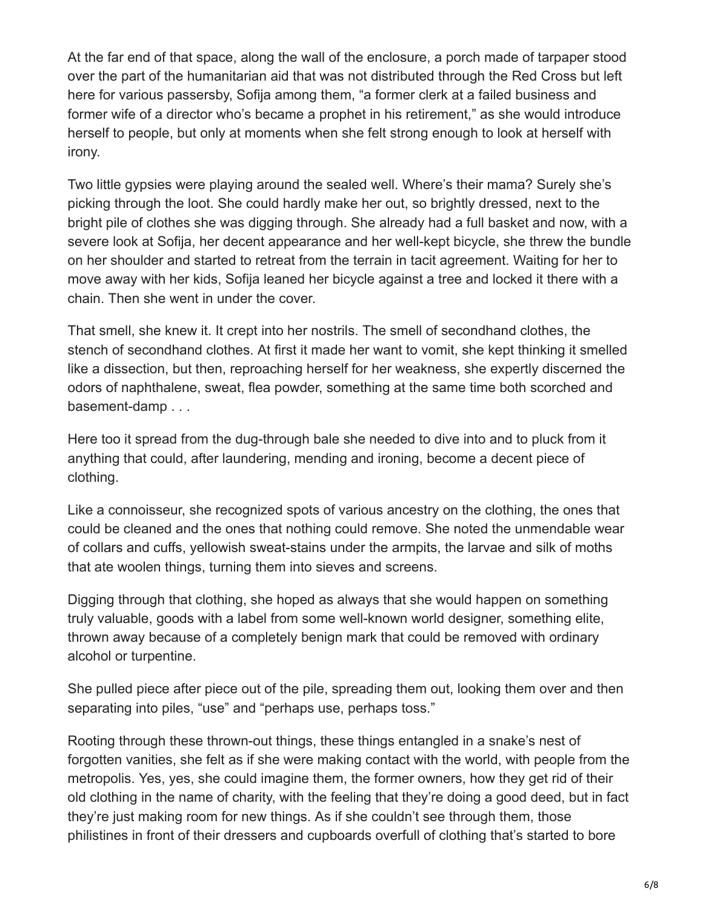At the far end of that space, along the wall of the enclosure, a porch made of tarpaper stood over the part of the humanitarian aid that was not distributed through the Red Cross but left here for various passersby, Sofija among them, “a former clerk at a failed business and former wife of a director who’s became a prophet in his retirement,” as she would introduce herself to people, but only at moments when she felt strong enough to look at herself with irony.

Two little gypsies were playing around the sealed well. Where’s their mama? Surely she’s picking through the loot. She could hardly make her out, so brightly dressed, next to the bright pile of clothes she was digging through. She already had a full basket and now, with a severe look at Sofija, her decent appearance and her well-kept bicycle, she threw the bundle on her shoulder and started to retreat from the terrain in tacit agreement. Waiting for her to move away with her kids, Sofija leaned her bicycle against a tree and locked it there with a chain. Then she went in under the cover.

That smell, she knew it. It crept into her nostrils. The smell of secondhand clothes, the stench of secondhand clothes. At first it made her want to vomit, she kept thinking it smelled like a dissection, but then, reproaching herself for her weakness, she expertly discerned the odors of naphthalene, sweat, flea powder, something at the same time both scorched and basement-damp . . .

Here too it spread from the dug-through bale she needed to dive into and to pluck from it anything that could, after laundering, mending and ironing, become a decent piece of clothing.

Like a connoisseur, she recognized spots of various ancestry on the clothing, the ones that could be cleaned and the ones that nothing could remove. She noted the unmendable wear of collars and cuffs, yellowish sweat-stains under the armpits, the larvae and silk of moths that ate woolen things, turning them into sieves and screens.

Digging through that clothing, she hoped as always that she would happen on something truly valuable, goods with a label from some well-known world designer, something elite, thrown away because of a completely benign mark that could be removed with ordinary alcohol or turpentine.

She pulled piece after piece out of the pile, spreading them out, looking them over and then separating into piles, “use” and “perhaps use, perhaps toss.”

Rooting through these thrown-out things, these things entangled in a snake’s nest of forgotten vanities, she felt as if she were making contact with the world, with people from the metropolis. Yes, yes, she could imagine them, the former owners, how they get rid of their old clothing in the name of charity, with the feeling that they’re doing a good deed, but in fact they’re just making room for new things. As if she couldn’t see through them, those philistines in front of their dressers and cupboards overfull of clothing that’s started to bore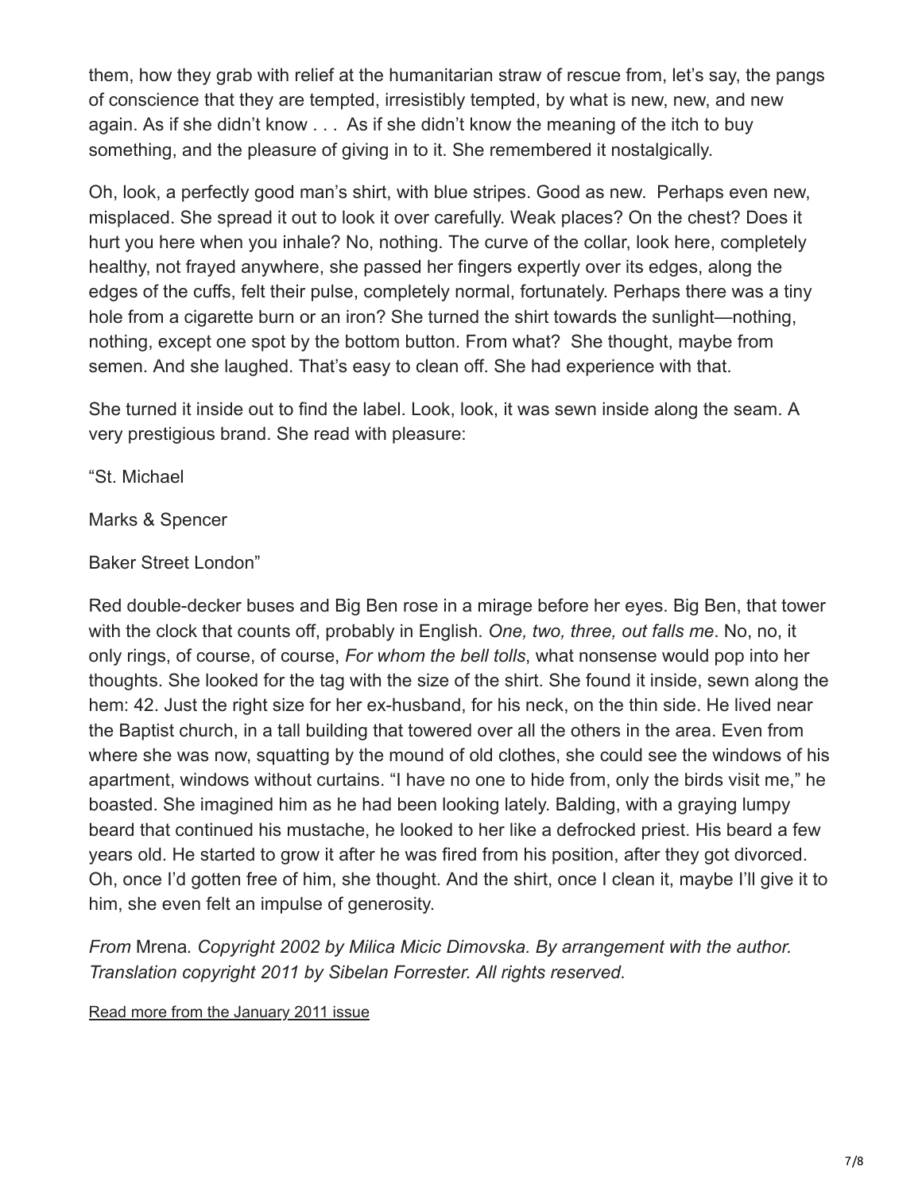them, how they grab with relief at the humanitarian straw of rescue from, let's say, the pangs of conscience that they are tempted, irresistibly tempted, by what is new, new, and new again. As if she didn't know . . . As if she didn't know the meaning of the itch to buy something, and the pleasure of giving in to it. She remembered it nostalgically.

Oh, look, a perfectly good man's shirt, with blue stripes. Good as new. Perhaps even new, misplaced. She spread it out to look it over carefully. Weak places? On the chest? Does it hurt you here when you inhale? No, nothing. The curve of the collar, look here, completely healthy, not frayed anywhere, she passed her fingers expertly over its edges, along the edges of the cuffs, felt their pulse, completely normal, fortunately. Perhaps there was a tiny hole from a cigarette burn or an iron? She turned the shirt towards the sunlight—nothing, nothing, except one spot by the bottom button. From what? She thought, maybe from semen. And she laughed. That's easy to clean off. She had experience with that.

She turned it inside out to find the label. Look, look, it was sewn inside along the seam. A very prestigious brand. She read with pleasure:

"St. Michael

Marks & Spencer

Baker Street London"

Red double-decker buses and Big Ben rose in a mirage before her eyes. Big Ben, that tower with the clock that counts off, probably in English. *One, two, three, out falls me*. No, no, it only rings, of course, of course, *For whom the bell tolls*, what nonsense would pop into her thoughts. She looked for the tag with the size of the shirt. She found it inside, sewn along the hem: 42. Just the right size for her ex-husband, for his neck, on the thin side. He lived near the Baptist church, in a tall building that towered over all the others in the area. Even from where she was now, squatting by the mound of old clothes, she could see the windows of his apartment, windows without curtains. "I have no one to hide from, only the birds visit me," he boasted. She imagined him as he had been looking lately. Balding, with a graying lumpy beard that continued his mustache, he looked to her like a defrocked priest. His beard a few years old. He started to grow it after he was fired from his position, after they got divorced. Oh, once I'd gotten free of him, she thought. And the shirt, once I clean it, maybe I'll give it to him, she even felt an impulse of generosity.

*From* Mrena*. Copyright 2002 by Milica Micic Dimovska. By arrangement with the author. Translation copyright 2011 by Sibelan Forrester. All rights reserved.*

Read more from the January 2011 issue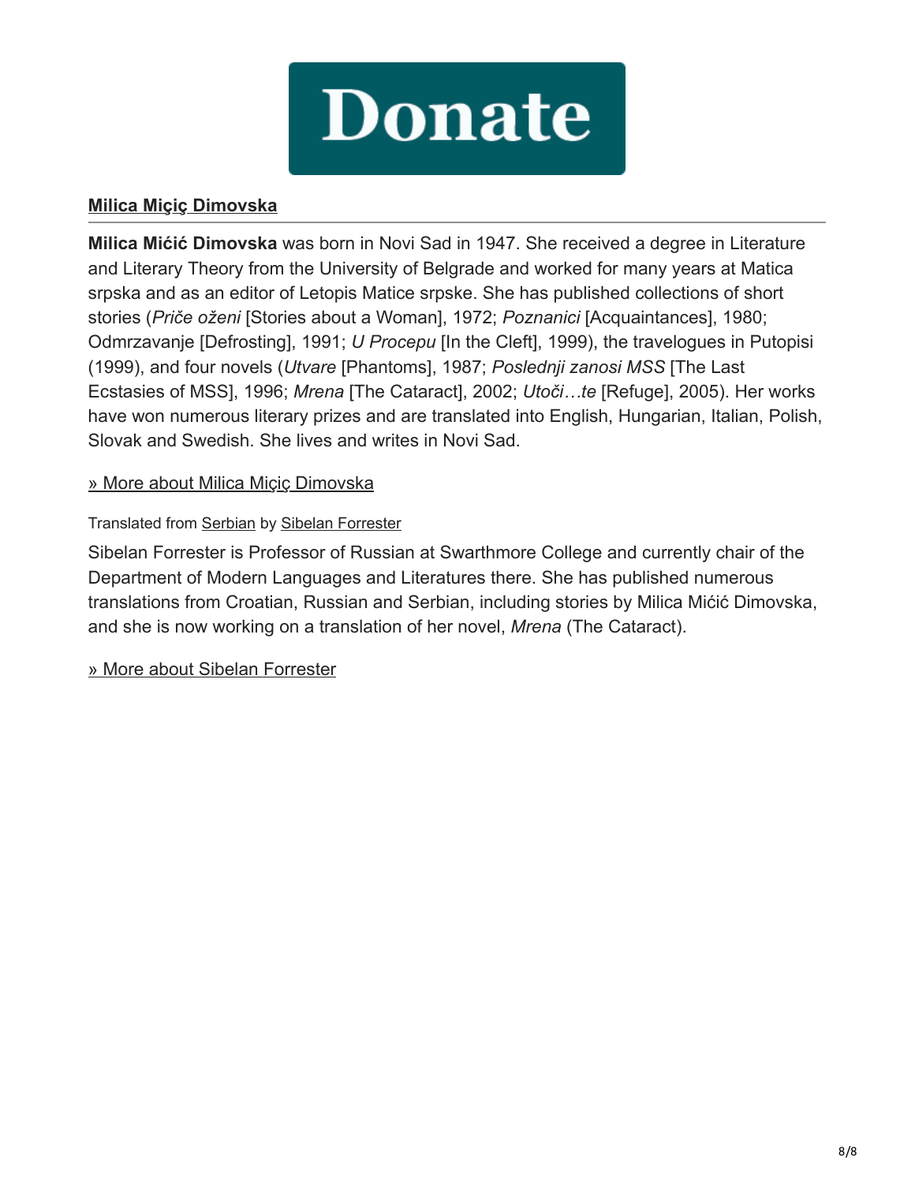Donate

**Milica Miçiç Dimovska**

---

**Milica Mićić Dimovska** was born in Novi Sad in 1947. She received a degree in Literature and Literary Theory from the University of Belgrade and worked for many years at Matica srpska and as an editor of Letopis Matice srpske. She has published collections of short stories (*Priče oženi* [Stories about a Woman], 1972; *Poznanici* [Acquaintances], 1980; Odmrzavanje [Defrosting], 1991; *U Procepu* [In the Cleft], 1999), the travelogues in Putopisi (1999), and four novels (*Utvare* [Phantoms], 1987; *Poslednji zanosi MSS* [The Last Ecstasies of MSS], 1996; *Mrena* [The Cataract], 2002; *Utoči…te* [Refuge], 2005). Her works have won numerous literary prizes and are translated into English, Hungarian, Italian, Polish, Slovak and Swedish. She lives and writes in Novi Sad.

» More about Milica Miçiç Dimovska

Translated from Serbian by Sibelan Forrester

Sibelan Forrester is Professor of Russian at Swarthmore College and currently chair of the Department of Modern Languages and Literatures there. She has published numerous translations from Croatian, Russian and Serbian, including stories by Milica Mićić Dimovska, and she is now working on a translation of her novel, *Mrena* (The Cataract).

» More about Sibelan Forrester